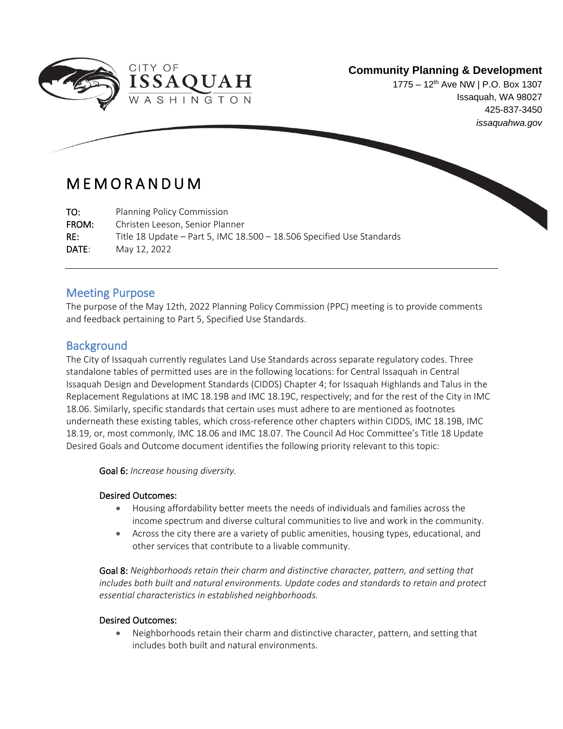**Community Planning & Development**

1775 – 12th Ave NW | P.O. Box 1307
Issaquah, WA 98027
425-837-3450
*issaquahwa.gov*

# MEMORANDUM

**TO:** Planning Policy Commission
**FROM:** Christen Leeson, Senior Planner
**RE:** Title 18 Update – Part 5, IMC 18.500 – 18.506 Specified Use Standards
**DATE:** May 12, 2022

## Meeting Purpose

The purpose of the May 12th, 2022 Planning Policy Commission (PPC) meeting is to provide comments and feedback pertaining to Part 5, Specified Use Standards.

## Background

The City of Issaquah currently regulates Land Use Standards across separate regulatory codes. Three standalone tables of permitted uses are in the following locations: for Central Issaquah in Central Issaquah Design and Development Standards (CIDDS) Chapter 4; for Issaquah Highlands and Talus in the Replacement Regulations at IMC 18.19B and IMC 18.19C, respectively; and for the rest of the City in IMC 18.06. Similarly, specific standards that certain uses must adhere to are mentioned as footnotes underneath these existing tables, which cross-reference other chapters within CIDDS, IMC 18.19B, IMC 18.19, or, most commonly, IMC 18.06 and IMC 18.07. The Council Ad Hoc Committee's Title 18 Update Desired Goals and Outcome document identifies the following priority relevant to this topic:

**Goal 6:** *Increase housing diversity.*

**Desired Outcomes:**

- Housing affordability better meets the needs of individuals and families across the income spectrum and diverse cultural communities to live and work in the community.
- Across the city there are a variety of public amenities, housing types, educational, and other services that contribute to a livable community.

**Goal 8:** *Neighborhoods retain their charm and distinctive character, pattern, and setting that includes both built and natural environments. Update codes and standards to retain and protect essential characteristics in established neighborhoods.*

**Desired Outcomes:**

- Neighborhoods retain their charm and distinctive character, pattern, and setting that includes both built and natural environments.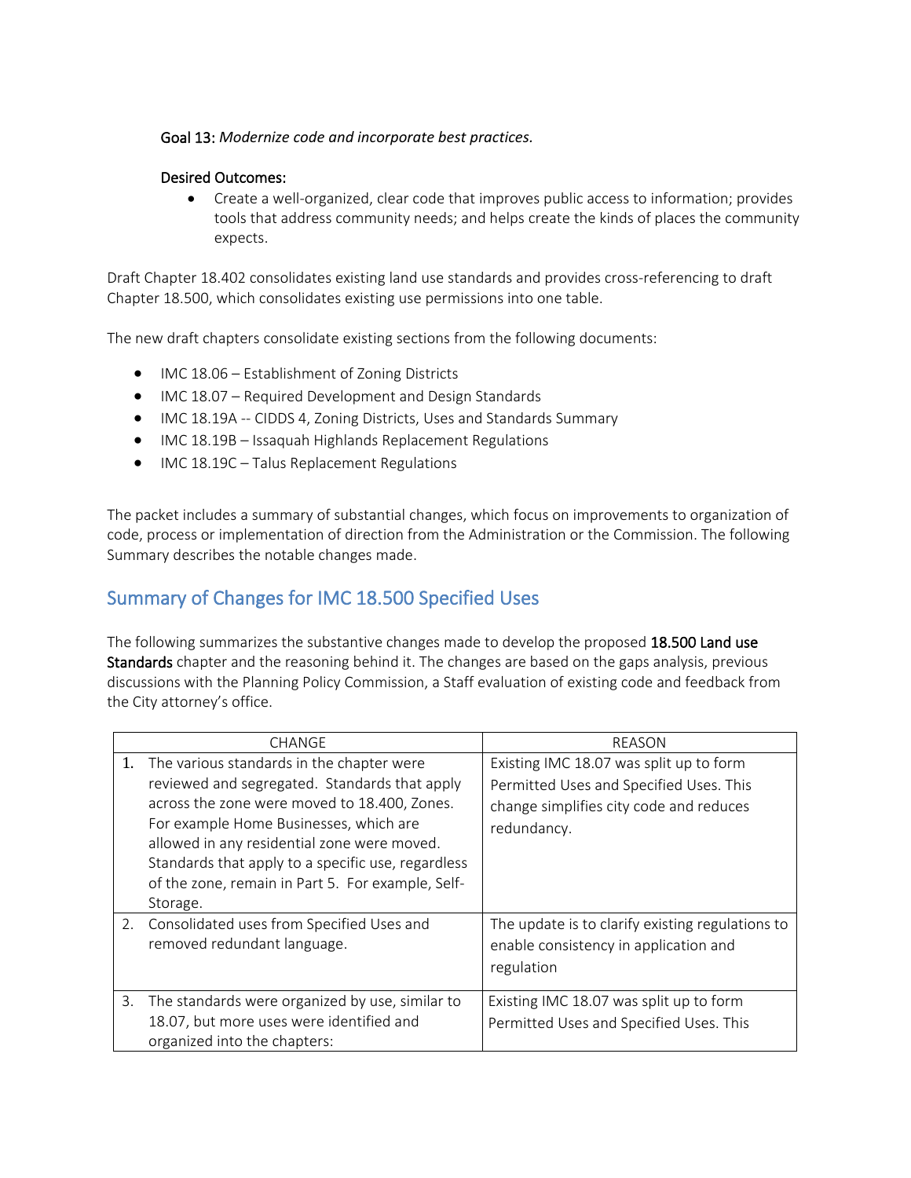**Goal 13:** *Modernize code and incorporate best practices.*

**Desired Outcomes:**

- Create a well-organized, clear code that improves public access to information; provides tools that address community needs; and helps create the kinds of places the community expects.

Draft Chapter 18.402 consolidates existing land use standards and provides cross-referencing to draft Chapter 18.500, which consolidates existing use permissions into one table.

The new draft chapters consolidate existing sections from the following documents:

- IMC 18.06 – Establishment of Zoning Districts
- IMC 18.07 – Required Development and Design Standards
- IMC 18.19A -- CIDDS 4, Zoning Districts, Uses and Standards Summary
- IMC 18.19B – Issaquah Highlands Replacement Regulations
- IMC 18.19C – Talus Replacement Regulations

The packet includes a summary of substantial changes, which focus on improvements to organization of code, process or implementation of direction from the Administration or the Commission. The following Summary describes the notable changes made.

## Summary of Changes for IMC 18.500 Specified Uses

The following summarizes the substantive changes made to develop the proposed **18.500 Land use Standards** chapter and the reasoning behind it. The changes are based on the gaps analysis, previous discussions with the Planning Policy Commission, a Staff evaluation of existing code and feedback from the City attorney's office.

| CHANGE | REASON |
| --- | --- |
| 1. The various standards in the chapter were reviewed and segregated. Standards that apply across the zone were moved to 18.400, Zones. For example Home Businesses, which are allowed in any residential zone were moved. Standards that apply to a specific use, regardless of the zone, remain in Part 5. For example, Self-Storage. | Existing IMC 18.07 was split up to form Permitted Uses and Specified Uses. This change simplifies city code and reduces redundancy. |
| 2. Consolidated uses from Specified Uses and removed redundant language. | The update is to clarify existing regulations to enable consistency in application and regulation |
| 3. The standards were organized by use, similar to 18.07, but more uses were identified and organized into the chapters: | Existing IMC 18.07 was split up to form Permitted Uses and Specified Uses. This |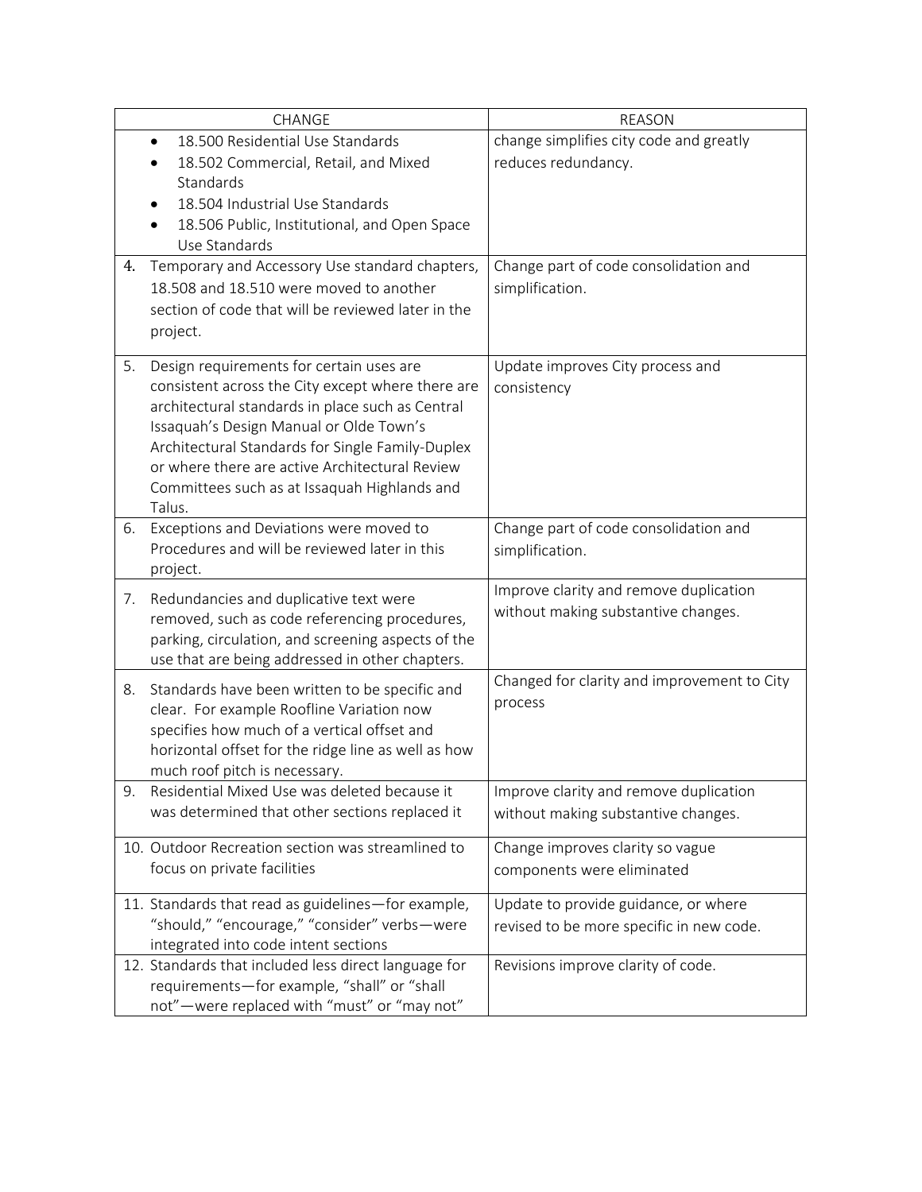| CHANGE | REASON |
|---|---|
| • 18.500 Residential Use Standards<br>• 18.502 Commercial, Retail, and Mixed Standards<br>• 18.504 Industrial Use Standards<br>• 18.506 Public, Institutional, and Open Space Use Standards | change simplifies city code and greatly reduces redundancy. |
| 4. Temporary and Accessory Use standard chapters, 18.508 and 18.510 were moved to another section of code that will be reviewed later in the project. | Change part of code consolidation and simplification. |
| 5. Design requirements for certain uses are consistent across the City except where there are architectural standards in place such as Central Issaquah's Design Manual or Olde Town's Architectural Standards for Single Family-Duplex or where there are active Architectural Review Committees such as at Issaquah Highlands and Talus. | Update improves City process and consistency |
| 6. Exceptions and Deviations were moved to Procedures and will be reviewed later in this project. | Change part of code consolidation and simplification. |
| 7. Redundancies and duplicative text were removed, such as code referencing procedures, parking, circulation, and screening aspects of the use that are being addressed in other chapters. | Improve clarity and remove duplication without making substantive changes. |
| 8. Standards have been written to be specific and clear. For example Roofline Variation now specifies how much of a vertical offset and horizontal offset for the ridge line as well as how much roof pitch is necessary. | Changed for clarity and improvement to City process |
| 9. Residential Mixed Use was deleted because it was determined that other sections replaced it | Improve clarity and remove duplication without making substantive changes. |
| 10. Outdoor Recreation section was streamlined to focus on private facilities | Change improves clarity so vague components were eliminated |
| 11. Standards that read as guidelines—for example, "should," "encourage," "consider" verbs—were integrated into code intent sections | Update to provide guidance, or where revised to be more specific in new code. |
| 12. Standards that included less direct language for requirements—for example, "shall" or "shall not"—were replaced with "must" or "may not" | Revisions improve clarity of code. |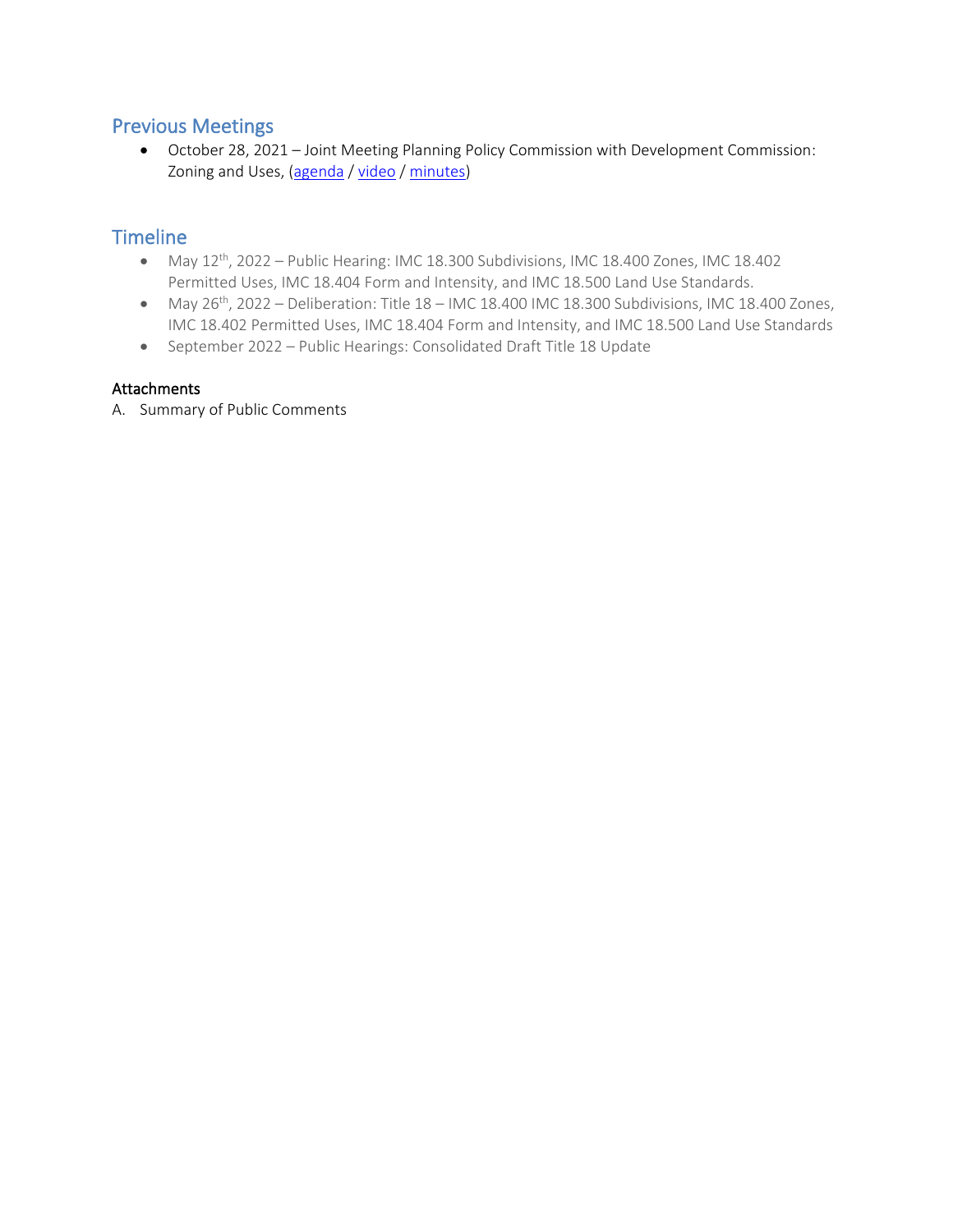## Previous Meetings

- October 28, 2021 – Joint Meeting Planning Policy Commission with Development Commission: Zoning and Uses, (agenda / video / minutes)

## Timeline

- May 12th, 2022 – Public Hearing: IMC 18.300 Subdivisions, IMC 18.400 Zones, IMC 18.402 Permitted Uses, IMC 18.404 Form and Intensity, and IMC 18.500 Land Use Standards.
- May 26th, 2022 – Deliberation: Title 18 – IMC 18.400 IMC 18.300 Subdivisions, IMC 18.400 Zones, IMC 18.402 Permitted Uses, IMC 18.404 Form and Intensity, and IMC 18.500 Land Use Standards
- September 2022 – Public Hearings: Consolidated Draft Title 18 Update

**Attachments**

A. Summary of Public Comments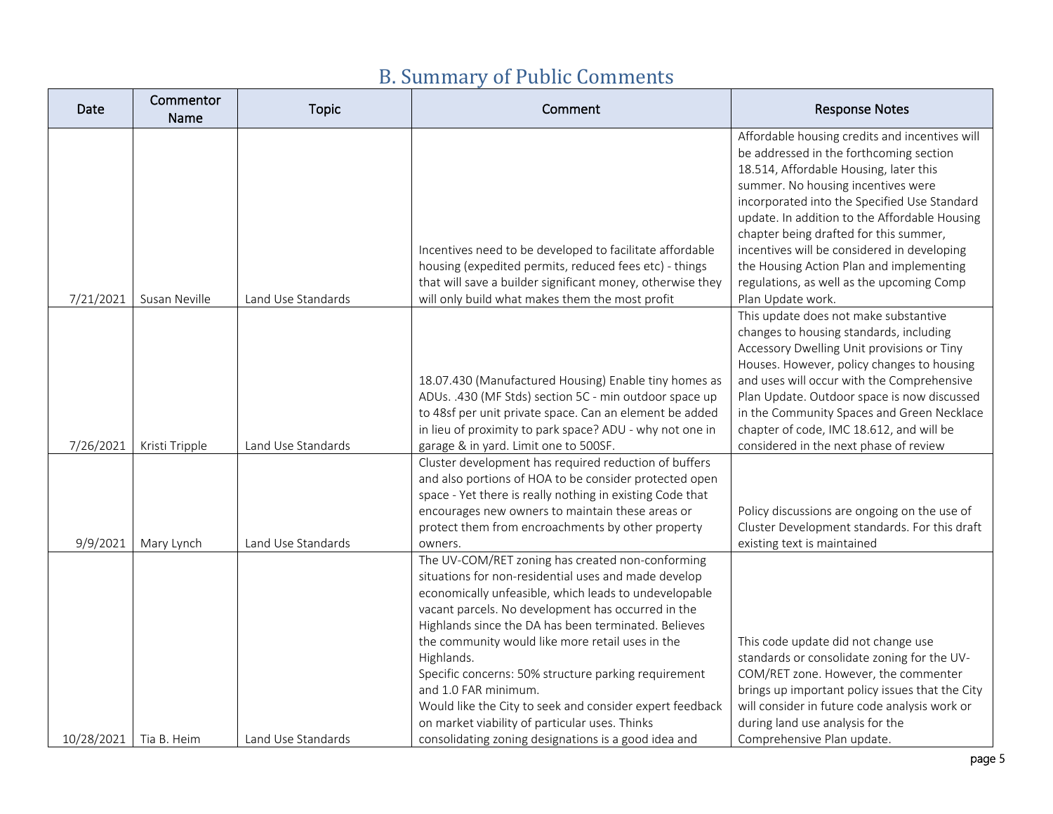# B. Summary of Public Comments

| Date | Commentor Name | Topic | Comment | Response Notes |
|---|---|---|---|---|
| 7/21/2021 | Susan Neville | Land Use Standards | Incentives need to be developed to facilitate affordable housing (expedited permits, reduced fees etc) - things that will save a builder significant money, otherwise they will only build what makes them the most profit | Affordable housing credits and incentives will be addressed in the forthcoming section 18.514, Affordable Housing, later this summer. No housing incentives were incorporated into the Specified Use Standard update. In addition to the Affordable Housing chapter being drafted for this summer, incentives will be considered in developing the Housing Action Plan and implementing regulations, as well as the upcoming Comp Plan Update work. |
| 7/26/2021 | Kristi Tripple | Land Use Standards | 18.07.430 (Manufactured Housing) Enable tiny homes as ADUs. .430 (MF Stds) section 5C - min outdoor space up to 48sf per unit private space. Can an element be added in lieu of proximity to park space? ADU - why not one in garage & in yard. Limit one to 500SF. | This update does not make substantive changes to housing standards, including Accessory Dwelling Unit provisions or Tiny Houses. However, policy changes to housing and uses will occur with the Comprehensive Plan Update. Outdoor space is now discussed in the Community Spaces and Green Necklace chapter of code, IMC 18.612, and will be considered in the next phase of review |
| 9/9/2021 | Mary Lynch | Land Use Standards | Cluster development has required reduction of buffers and also portions of HOA to be consider protected open space - Yet there is really nothing in existing Code that encourages new owners to maintain these areas or protect them from encroachments by other property owners. | Policy discussions are ongoing on the use of Cluster Development standards. For this draft existing text is maintained |
| 10/28/2021 | Tia B. Heim | Land Use Standards | The UV-COM/RET zoning has created non-conforming situations for non-residential uses and made develop economically unfeasible, which leads to undevelopable vacant parcels. No development has occurred in the Highlands since the DA has been terminated. Believes the community would like more retail uses in the Highlands.<br>Specific concerns: 50% structure parking requirement and 1.0 FAR minimum.<br>Would like the City to seek and consider expert feedback on market viability of particular uses. Thinks consolidating zoning designations is a good idea and | This code update did not change use standards or consolidate zoning for the UV-COM/RET zone. However, the commenter brings up important policy issues that the City will consider in future code analysis work or during land use analysis for the Comprehensive Plan update. |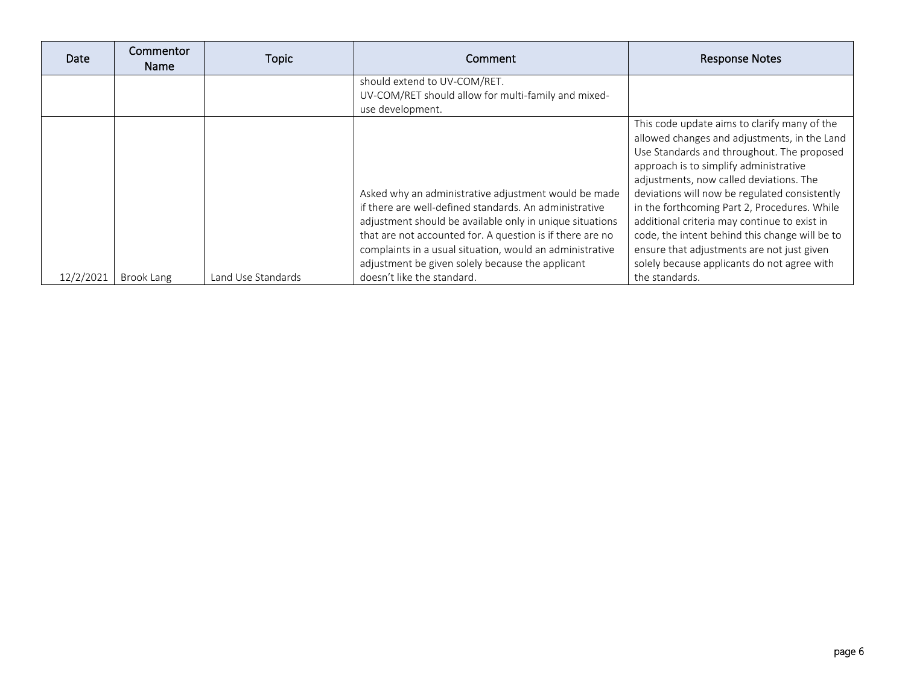| Date | Commentor Name | Topic | Comment | Response Notes |
| --- | --- | --- | --- | --- |
| | | | should extend to UV-COM/RET. UV-COM/RET should allow for multi-family and mixed-use development. | |
| 12/2/2021 | Brook Lang | Land Use Standards | Asked why an administrative adjustment would be made if there are well-defined standards. An administrative adjustment should be available only in unique situations that are not accounted for. A question is if there are no complaints in a usual situation, would an administrative adjustment be given solely because the applicant doesn't like the standard. | This code update aims to clarify many of the allowed changes and adjustments, in the Land Use Standards and throughout. The proposed approach is to simplify administrative adjustments, now called deviations. The deviations will now be regulated consistently in the forthcoming Part 2, Procedures. While additional criteria may continue to exist in code, the intent behind this change will be to ensure that adjustments are not just given solely because applicants do not agree with the standards. |